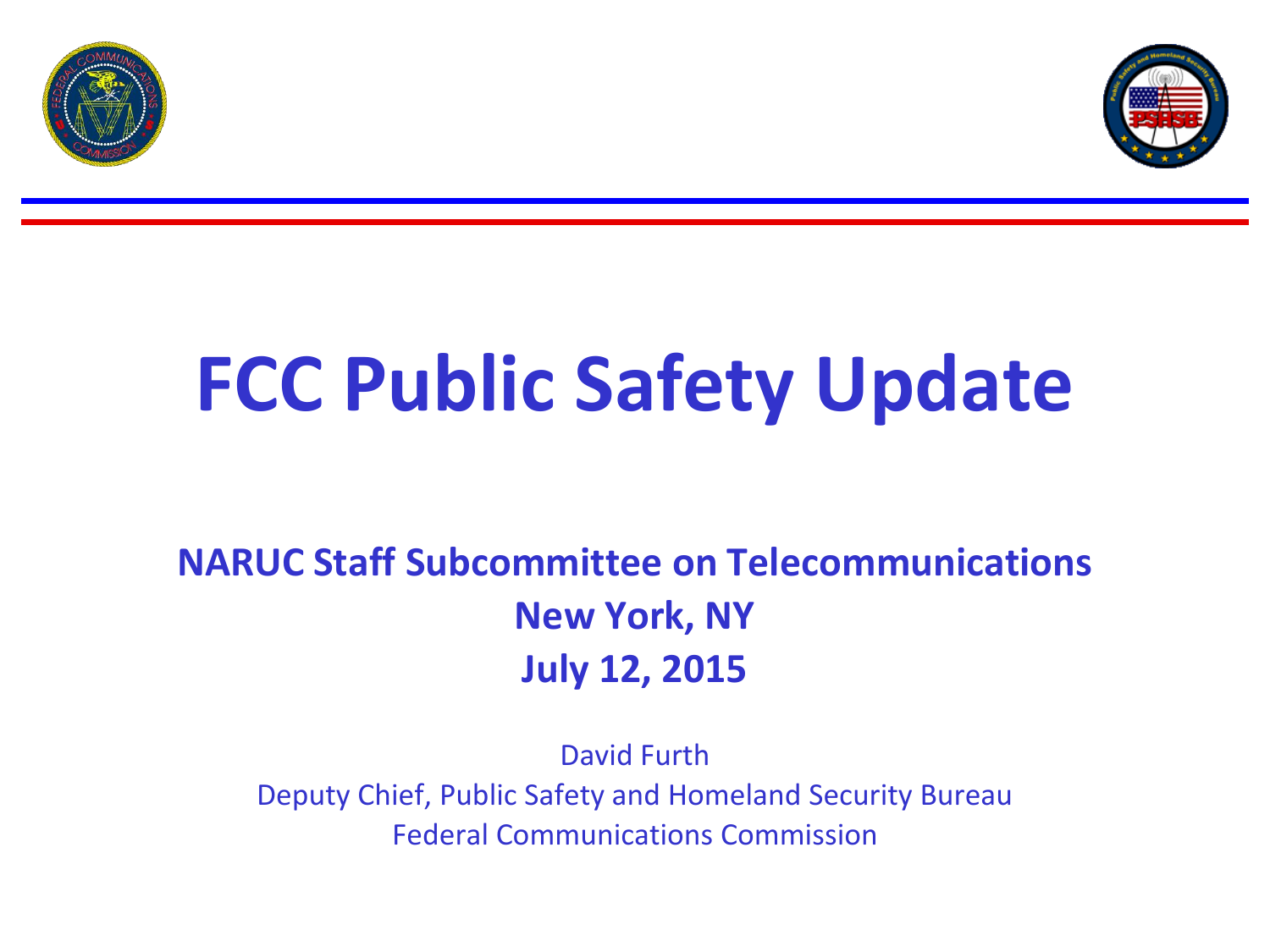# FCC Public Safety Update

**NARUC Staff Subcommittee on Telecommunications**
**New York, NY**
**July 12, 2015**

David Furth
Deputy Chief, Public Safety and Homeland Security Bureau
Federal Communications Commission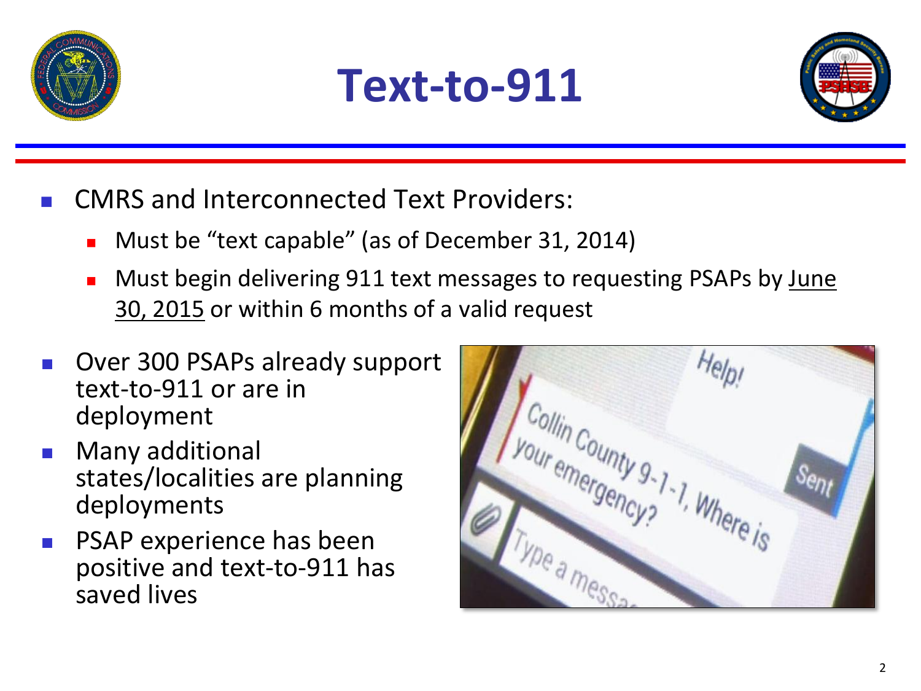# Text-to-911

- CMRS and Interconnected Text Providers:
  - Must be "text capable" (as of December 31, 2014)
  - Must begin delivering 911 text messages to requesting PSAPs by <u>June 30, 2015</u> or within 6 months of a valid request
- Over 300 PSAPs already support text-to-911 or are in deployment
- Many additional states/localities are planning deployments
- PSAP experience has been positive and text-to-911 has saved lives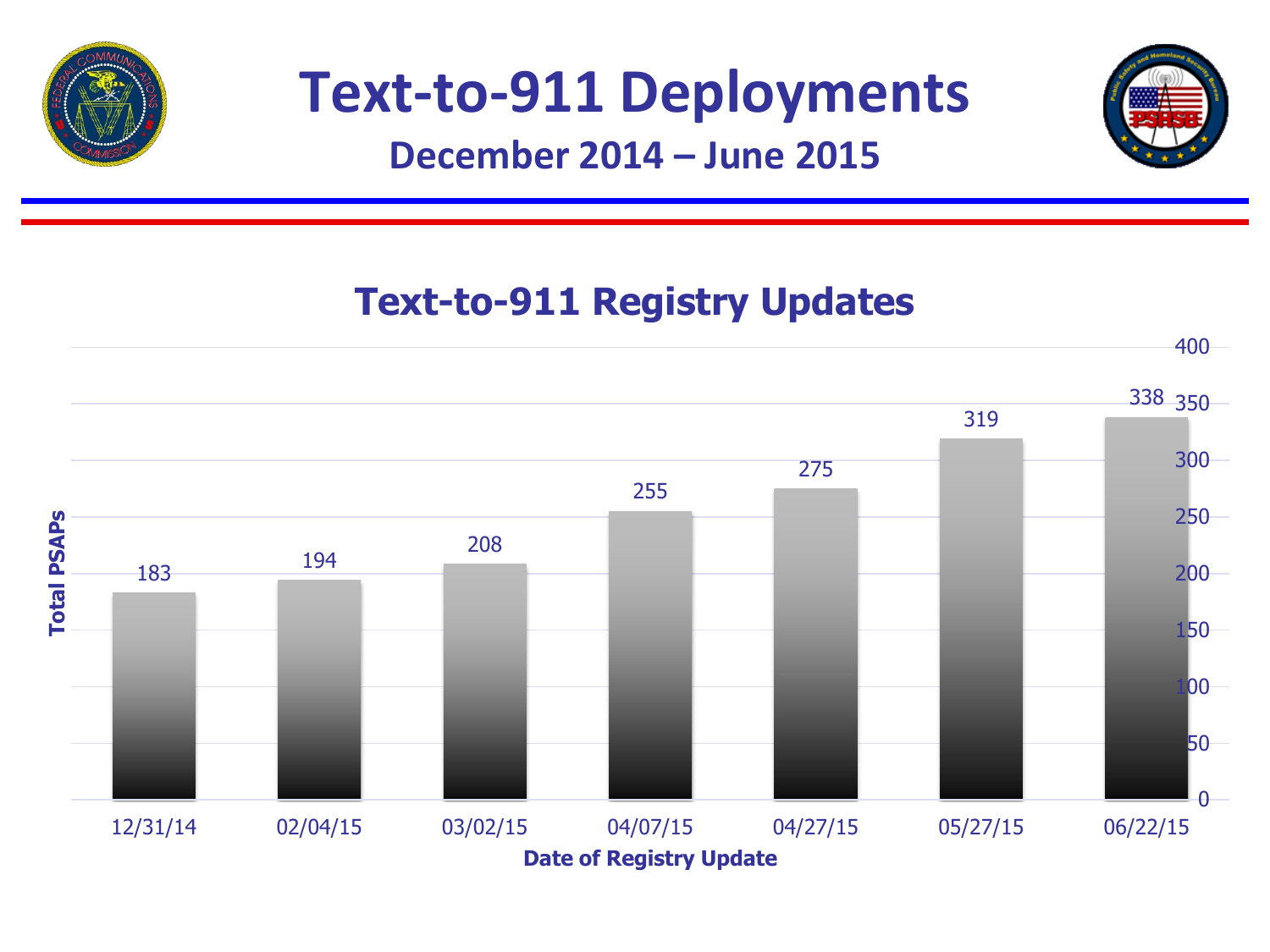# Text-to-911 Deployments

## December 2014 – June 2015

### Text-to-911 Registry Updates

| Date of Registry Update | Total PSAPs |
|---|---|
| 12/31/14 | 183 |
| 02/04/15 | 194 |
| 03/02/15 | 208 |
| 04/07/15 | 255 |
| 04/27/15 | 275 |
| 05/27/15 | 319 |
| 06/22/15 | 338 |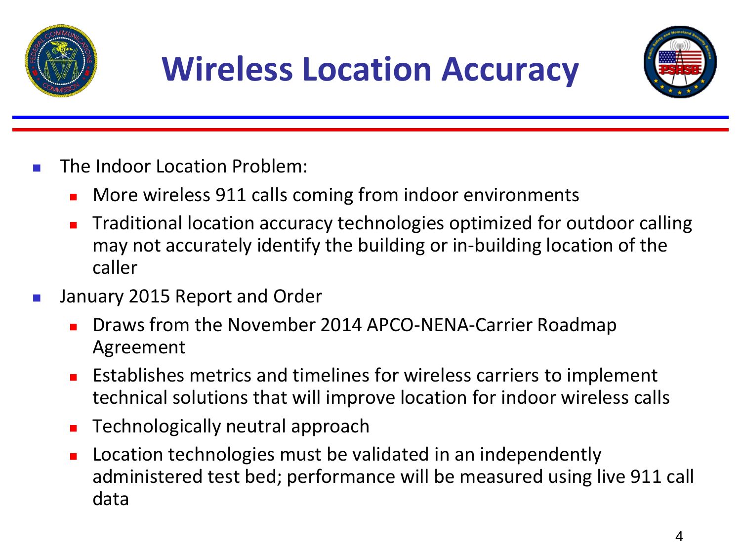# Wireless Location Accuracy

- The Indoor Location Problem:
  - More wireless 911 calls coming from indoor environments
  - Traditional location accuracy technologies optimized for outdoor calling may not accurately identify the building or in-building location of the caller
- January 2015 Report and Order
  - Draws from the November 2014 APCO-NENA-Carrier Roadmap Agreement
  - Establishes metrics and timelines for wireless carriers to implement technical solutions that will improve location for indoor wireless calls
  - Technologically neutral approach
  - Location technologies must be validated in an independently administered test bed; performance will be measured using live 911 call data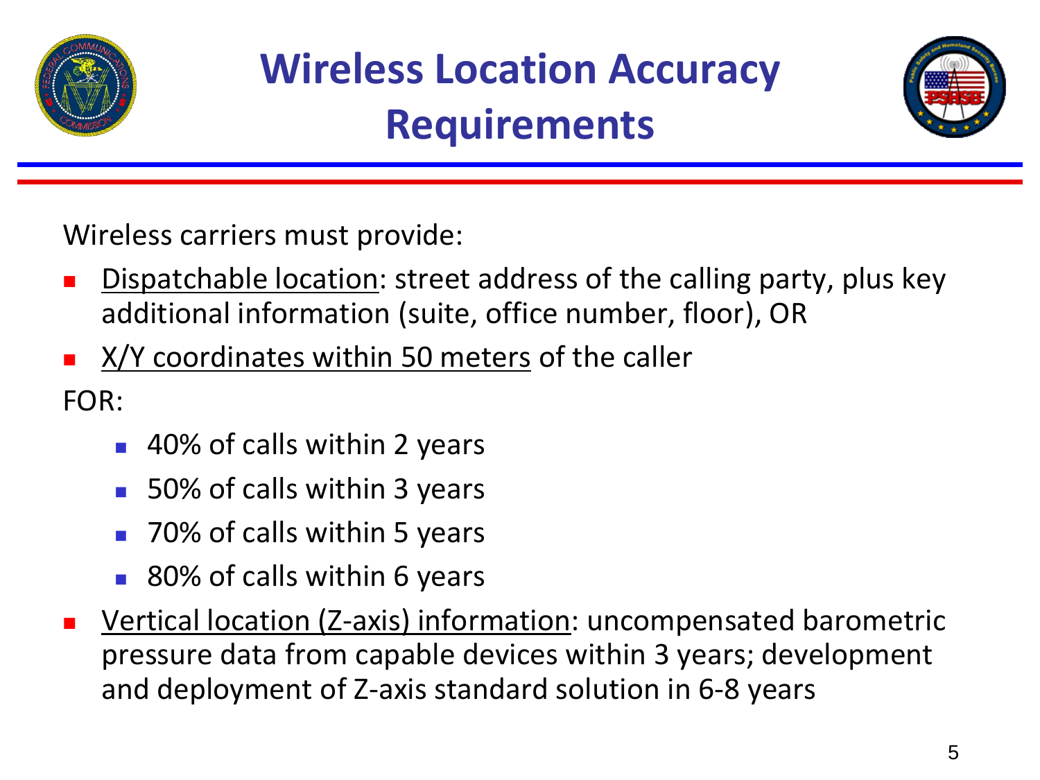# Wireless Location Accuracy Requirements

Wireless carriers must provide:

- Dispatchable location: street address of the calling party, plus key additional information (suite, office number, floor), OR
- X/Y coordinates within 50 meters of the caller

FOR:

  - 40% of calls within 2 years
  - 50% of calls within 3 years
  - 70% of calls within 5 years
  - 80% of calls within 6 years

- Vertical location (Z-axis) information: uncompensated barometric pressure data from capable devices within 3 years; development and deployment of Z-axis standard solution in 6-8 years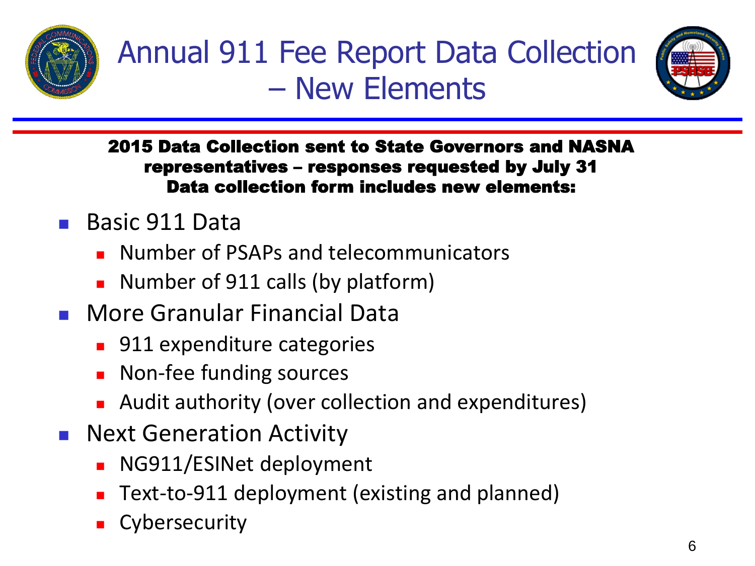# Annual 911 Fee Report Data Collection – New Elements

**2015 Data Collection sent to State Governors and NASNA representatives – responses requested by July 31**
**Data collection form includes new elements:**

- Basic 911 Data
  - Number of PSAPs and telecommunicators
  - Number of 911 calls (by platform)
- More Granular Financial Data
  - 911 expenditure categories
  - Non-fee funding sources
  - Audit authority (over collection and expenditures)
- Next Generation Activity
  - NG911/ESINet deployment
  - Text-to-911 deployment (existing and planned)
  - Cybersecurity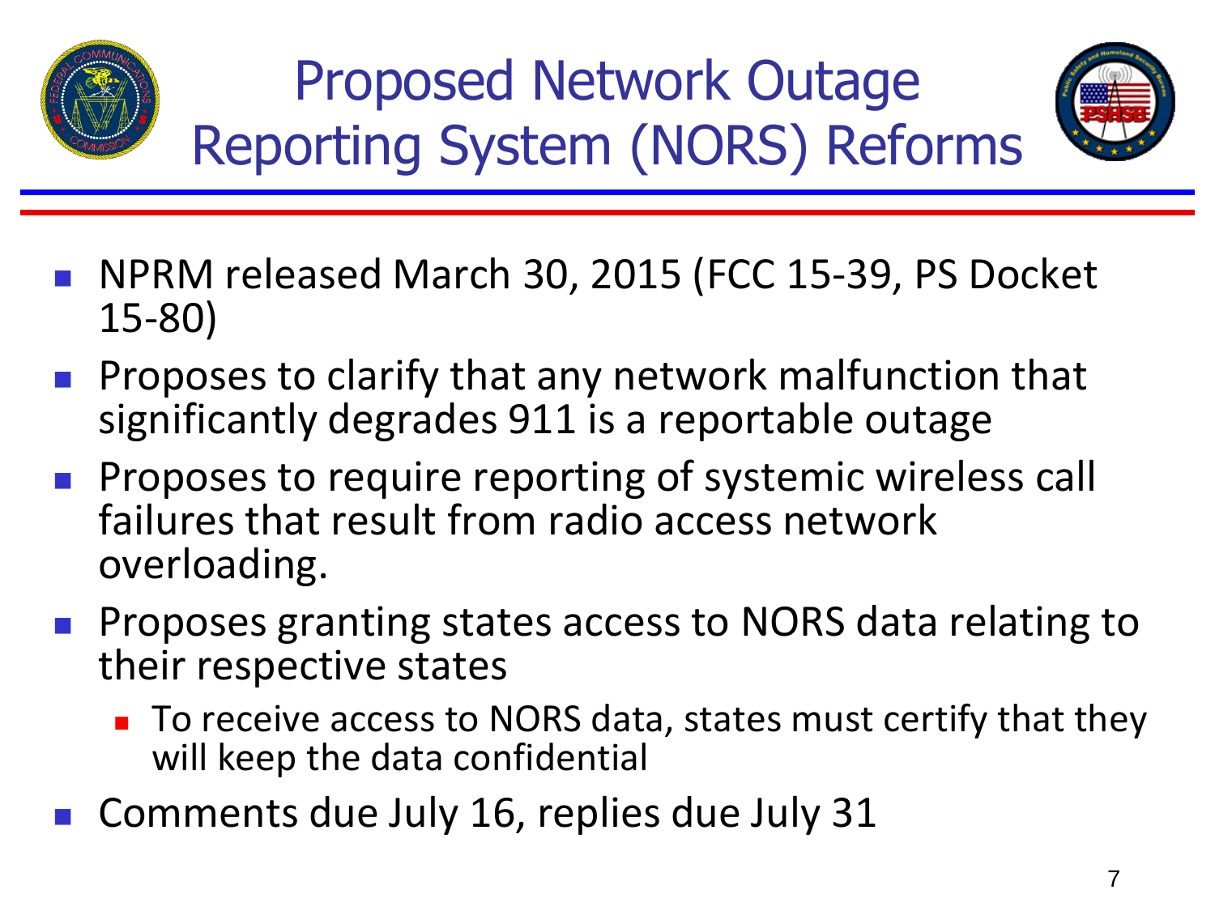# Proposed Network Outage Reporting System (NORS) Reforms

- NPRM released March 30, 2015 (FCC 15-39, PS Docket 15-80)
- Proposes to clarify that any network malfunction that significantly degrades 911 is a reportable outage
- Proposes to require reporting of systemic wireless call failures that result from radio access network overloading.
- Proposes granting states access to NORS data relating to their respective states
  - To receive access to NORS data, states must certify that they will keep the data confidential
- Comments due July 16, replies due July 31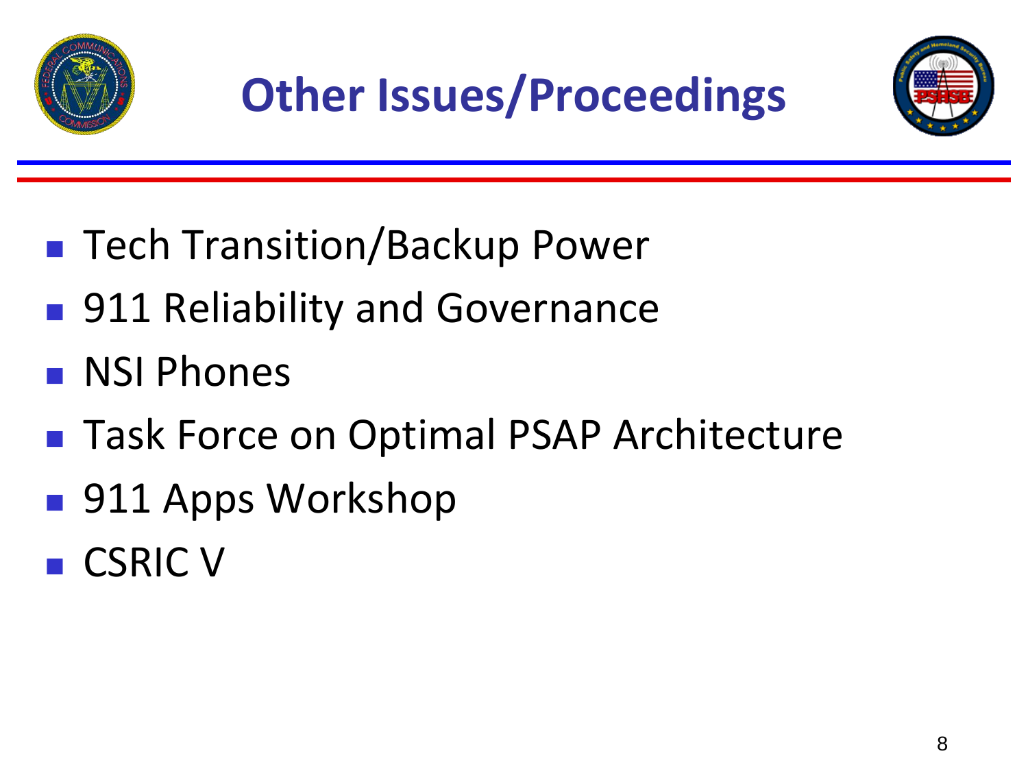# Other Issues/Proceedings

- Tech Transition/Backup Power
- 911 Reliability and Governance
- NSI Phones
- Task Force on Optimal PSAP Architecture
- 911 Apps Workshop
- CSRIC V